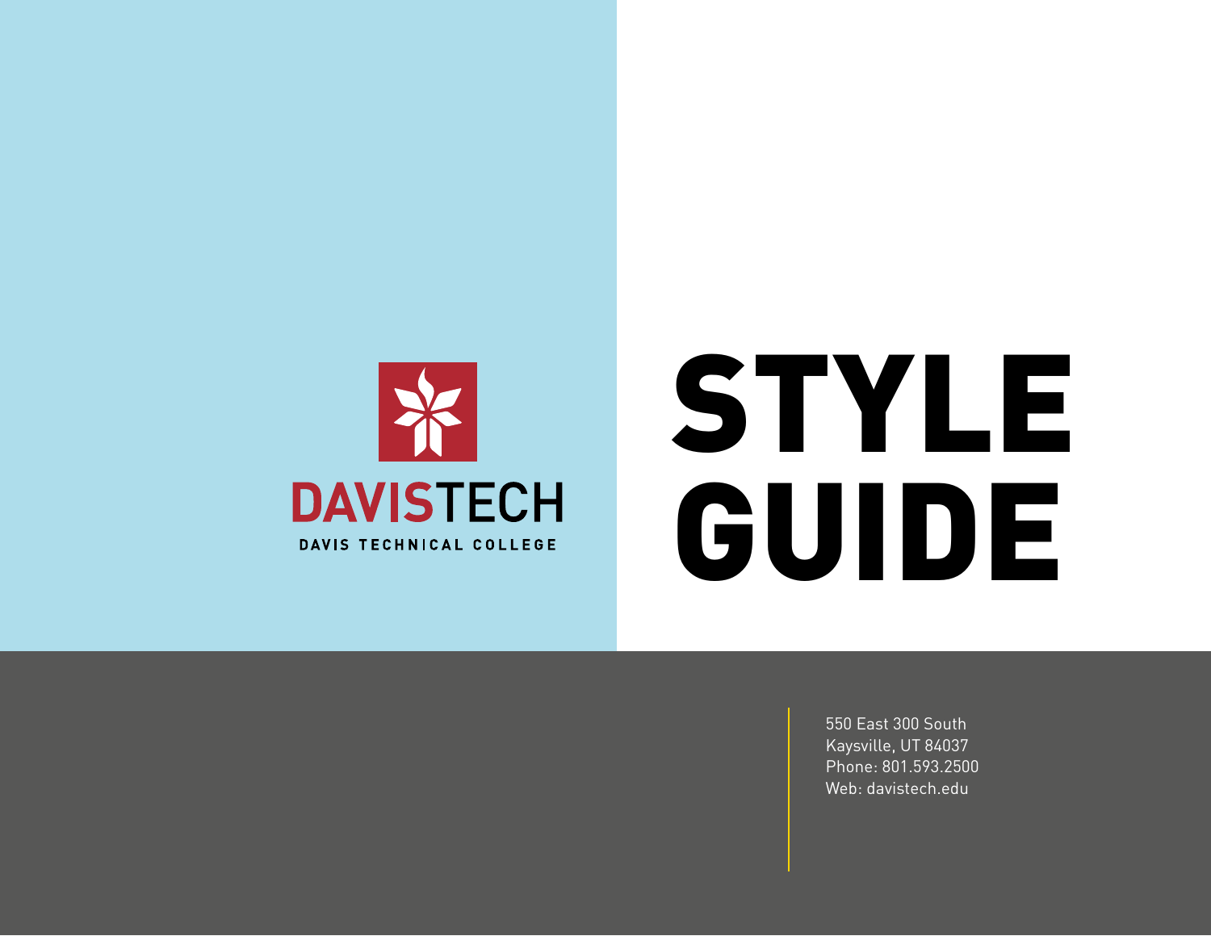DAVISTECH

DAVIS TECHNICAL COLLEGE

# STYLE GUIDE

550 East 300 South
Kaysville, UT 84037
Phone: 801.593.2500
Web: davistech.edu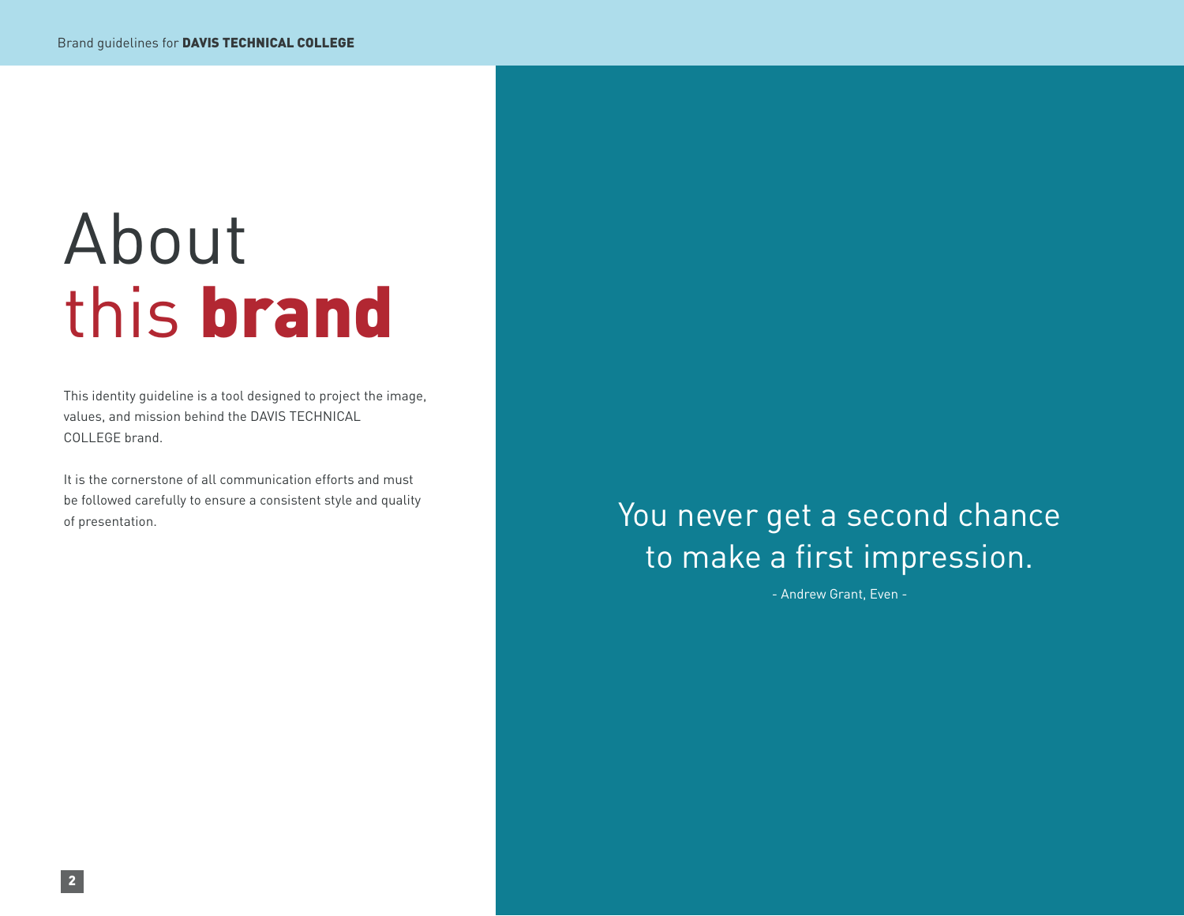# About this **brand**

This identity guideline is a tool designed to project the image, values, and mission behind the DAVIS TECHNICAL COLLEGE brand.

It is the cornerstone of all communication efforts and must be followed carefully to ensure a consistent style and quality of presentation.

> You never get a second chance to make a first impression.
>
> - Andrew Grant, Even -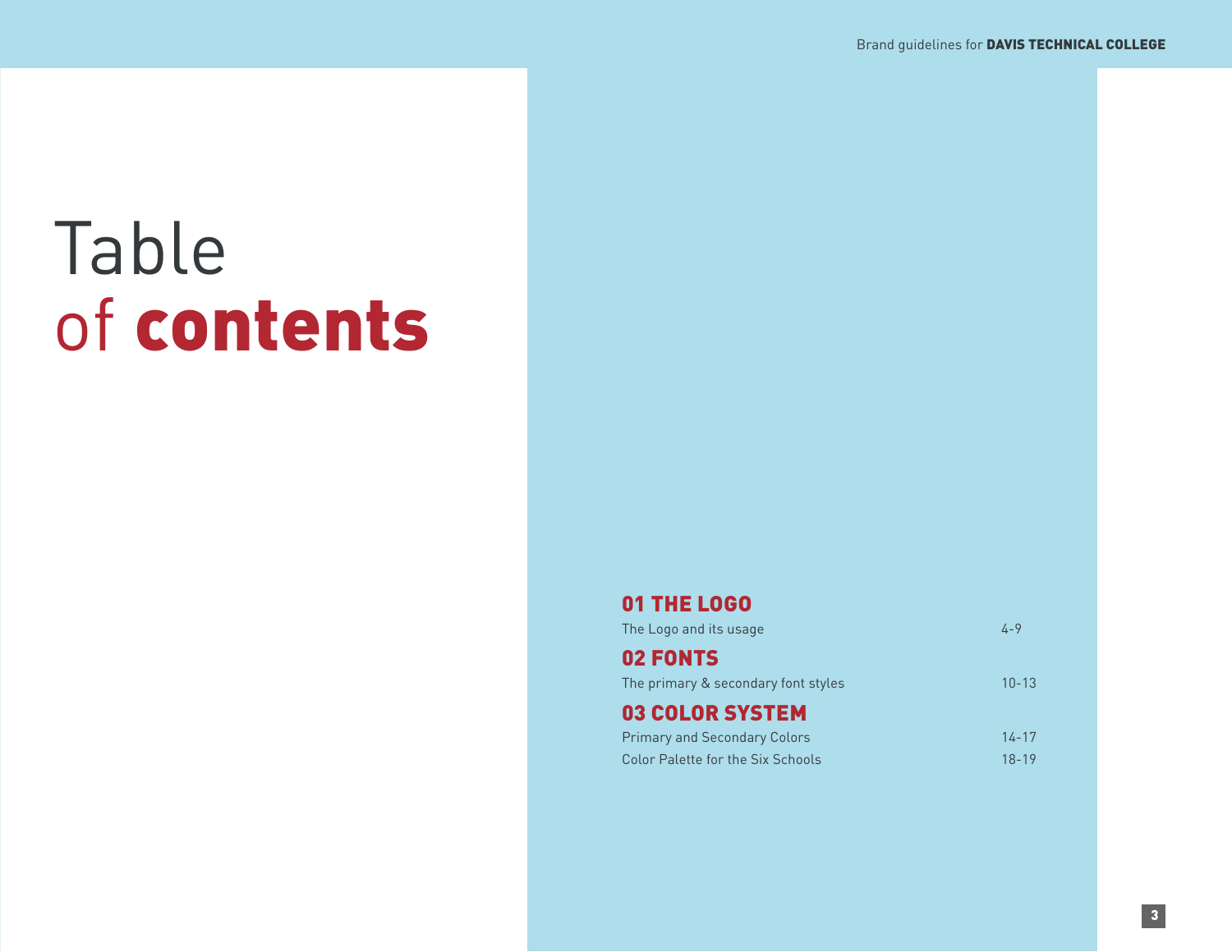# Table of **contents**

## 01 THE LOGO

| | |
|---|---|
| The Logo and its usage | 4-9 |

## 02 FONTS

| | |
|---|---|
| The primary & secondary font styles | 10-13 |

## 03 COLOR SYSTEM

| | |
|---|---|
| Primary and Secondary Colors | 14-17 |
| Color Palette for the Six Schools | 18-19 |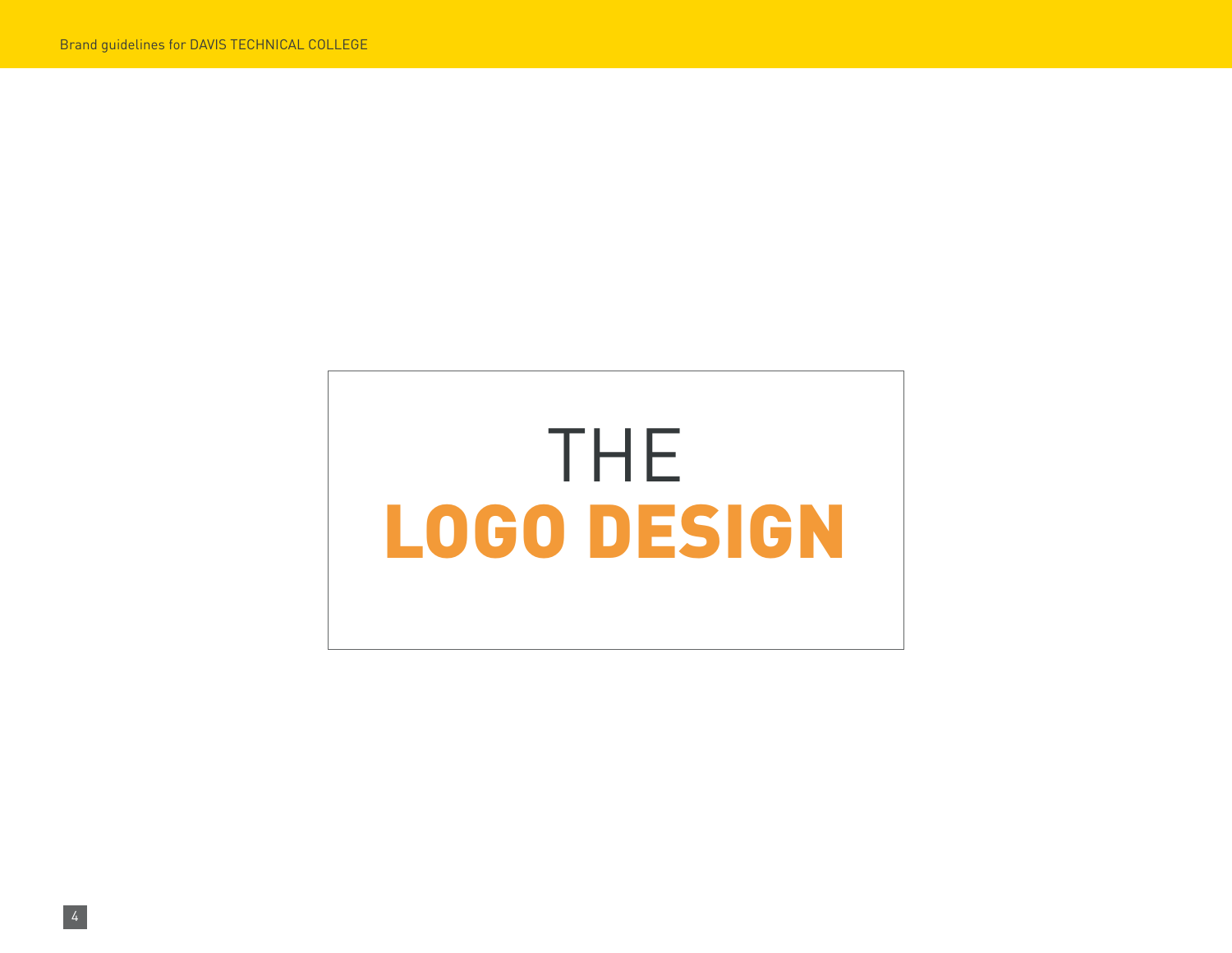# THE
# LOGO DESIGN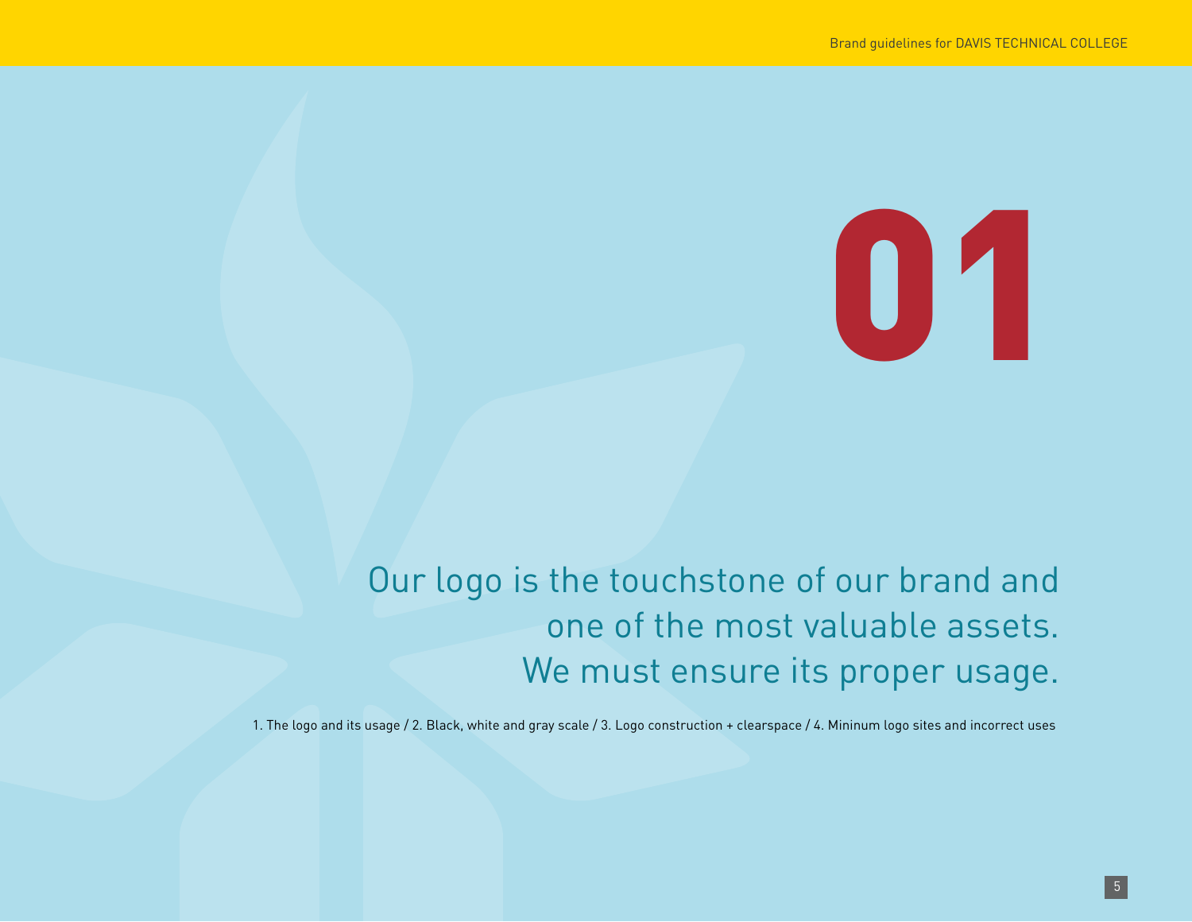# 01

## Our logo is the touchstone of our brand and one of the most valuable assets. We must ensure its proper usage.

1. The logo and its usage / 2. Black, white and gray scale / 3. Logo construction + clearspace / 4. Mininum logo sites and incorrect uses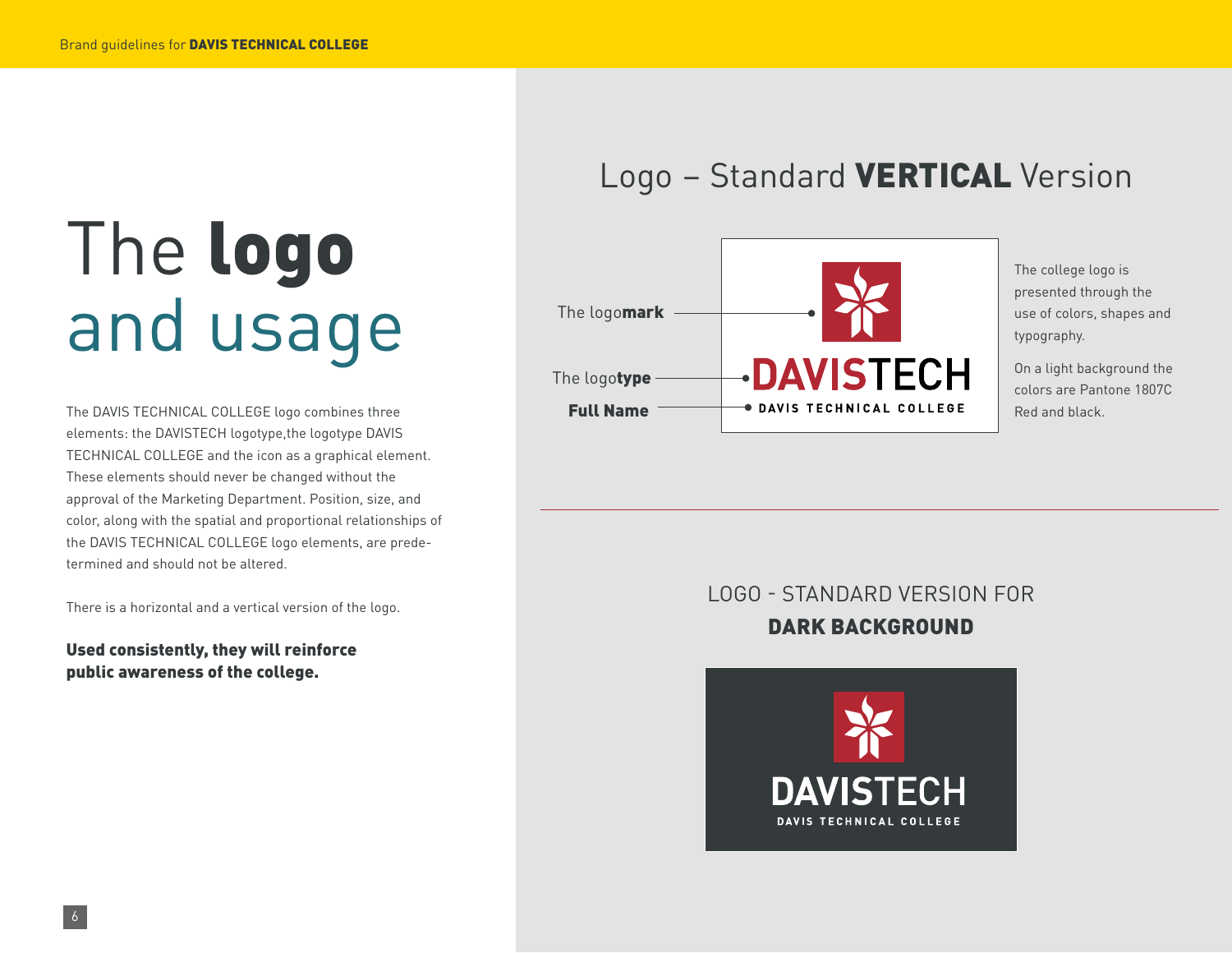# The **logo** and usage

The DAVIS TECHNICAL COLLEGE logo combines three elements: the DAVISTECH logotype,the logotype DAVIS TECHNICAL COLLEGE and the icon as a graphical element. These elements should never be changed without the approval of the Marketing Department. Position, size, and color, along with the spatial and proportional relationships of the DAVIS TECHNICAL COLLEGE logo elements, are predetermined and should not be altered.

There is a horizontal and a vertical version of the logo.

**Used consistently, they will reinforce public awareness of the college.**

## Logo – Standard **VERTICAL** Version

The logo**mark**

The logo**type**

**Full Name**

The college logo is presented through the use of colors, shapes and typography.

On a light background the colors are Pantone 1807C Red and black.

## LOGO - STANDARD VERSION FOR **DARK BACKGROUND**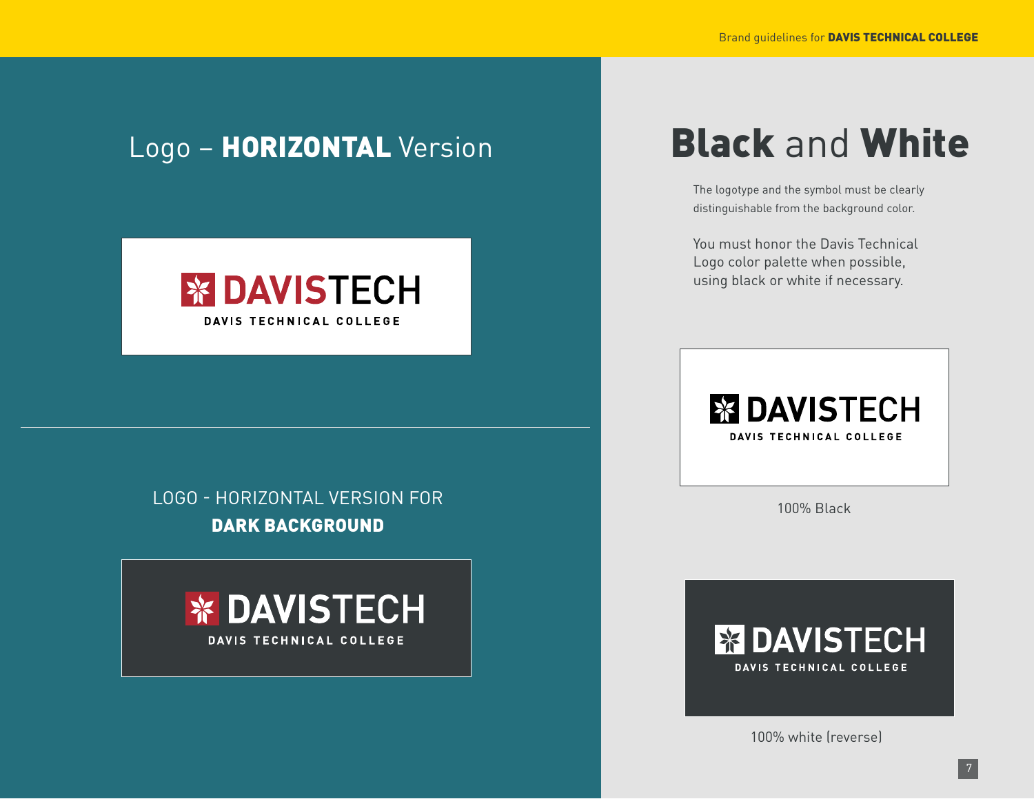## Logo – **HORIZONTAL** Version

DAVISTECH

DAVIS TECHNICAL COLLEGE

LOGO - HORIZONTAL VERSION FOR **DARK BACKGROUND**

DAVISTECH

DAVIS TECHNICAL COLLEGE

# **Black** and **White**

The logotype and the symbol must be clearly distinguishable from the background color.

You must honor the Davis Technical Logo color palette when possible, using black or white if necessary.

DAVISTECH

DAVIS TECHNICAL COLLEGE

100% Black

DAVISTECH

DAVIS TECHNICAL COLLEGE

100% white (reverse)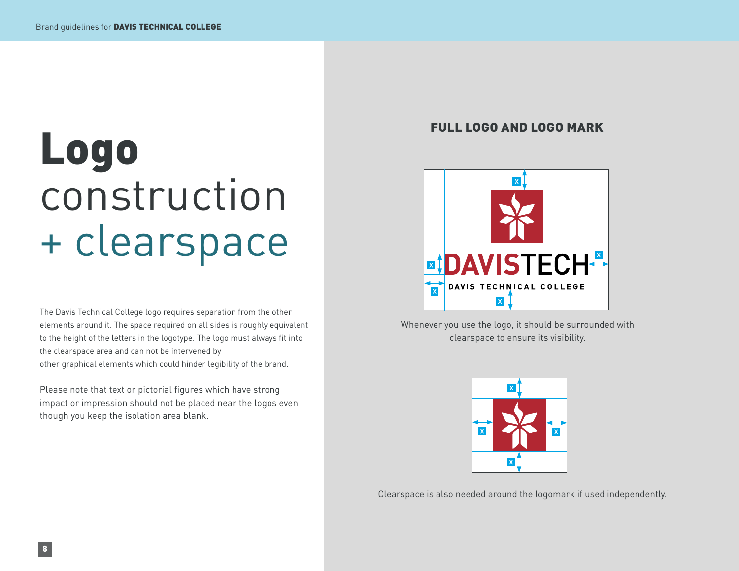# Logo construction + clearspace

The Davis Technical College logo requires separation from the other elements around it. The space required on all sides is roughly equivalent to the height of the letters in the logotype. The logo must always fit into the clearspace area and can not be intervened by other graphical elements which could hinder legibility of the brand.

Please note that text or pictorial figures which have strong impact or impression should not be placed near the logos even though you keep the isolation area blank.

## FULL LOGO AND LOGO MARK

Whenever you use the logo, it should be surrounded with clearspace to ensure its visibility.

Clearspace is also needed around the logomark if used independently.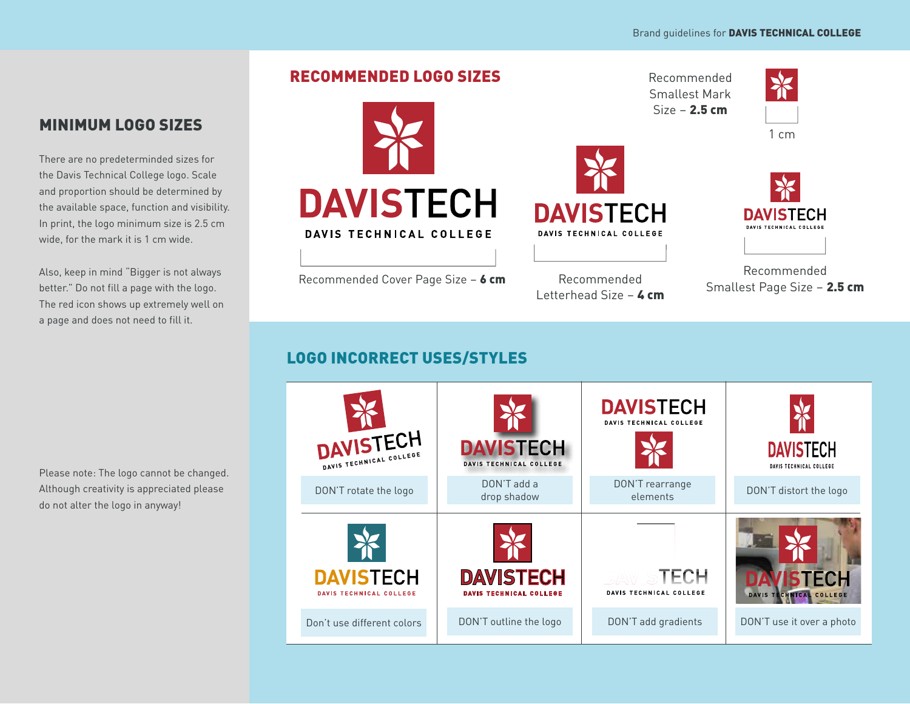## MINIMUM LOGO SIZES

There are no predeterminded sizes for the Davis Technical College logo. Scale and proportion should be determined by the available space, function and visibility. In print, the logo minimum size is 2.5 cm wide, for the mark it is 1 cm wide.

Also, keep in mind "Bigger is not always better." Do not fill a page with the logo. The red icon shows up extremely well on a page and does not need to fill it.

Please note: The logo cannot be changed. Although creativity is appreciated please do not alter the logo in anyway!

## RECOMMENDED LOGO SIZES

Recommended Cover Page Size – **6 cm**

Recommended Letterhead Size – **4 cm**

Recommended Smallest Page Size – **2.5 cm**

Recommended Smallest Mark Size – **2.5 cm**

1 cm

## LOGO INCORRECT USES/STYLES

| | | | |
|---|---|---|---|
| DON'T rotate the logo | DON'T add a drop shadow | DON'T rearrange elements | DON'T distort the logo |
| Don't use different colors | DON'T outline the logo | DON'T add gradients | DON'T use it over a photo |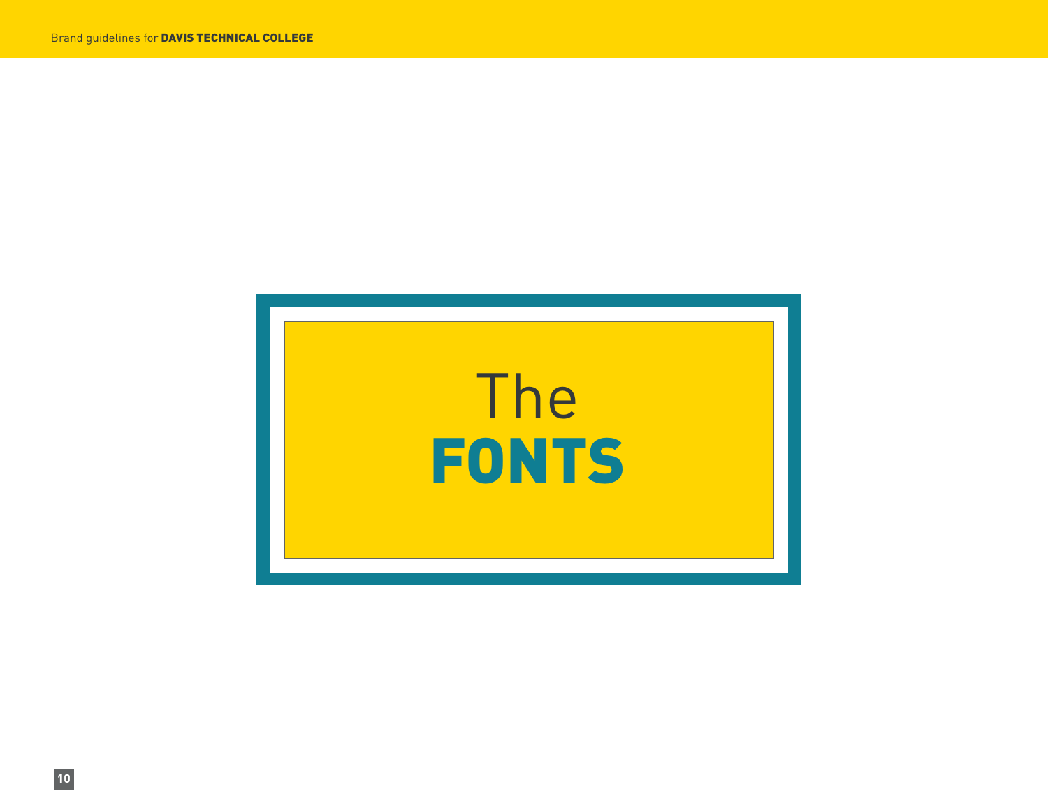# The **FONTS**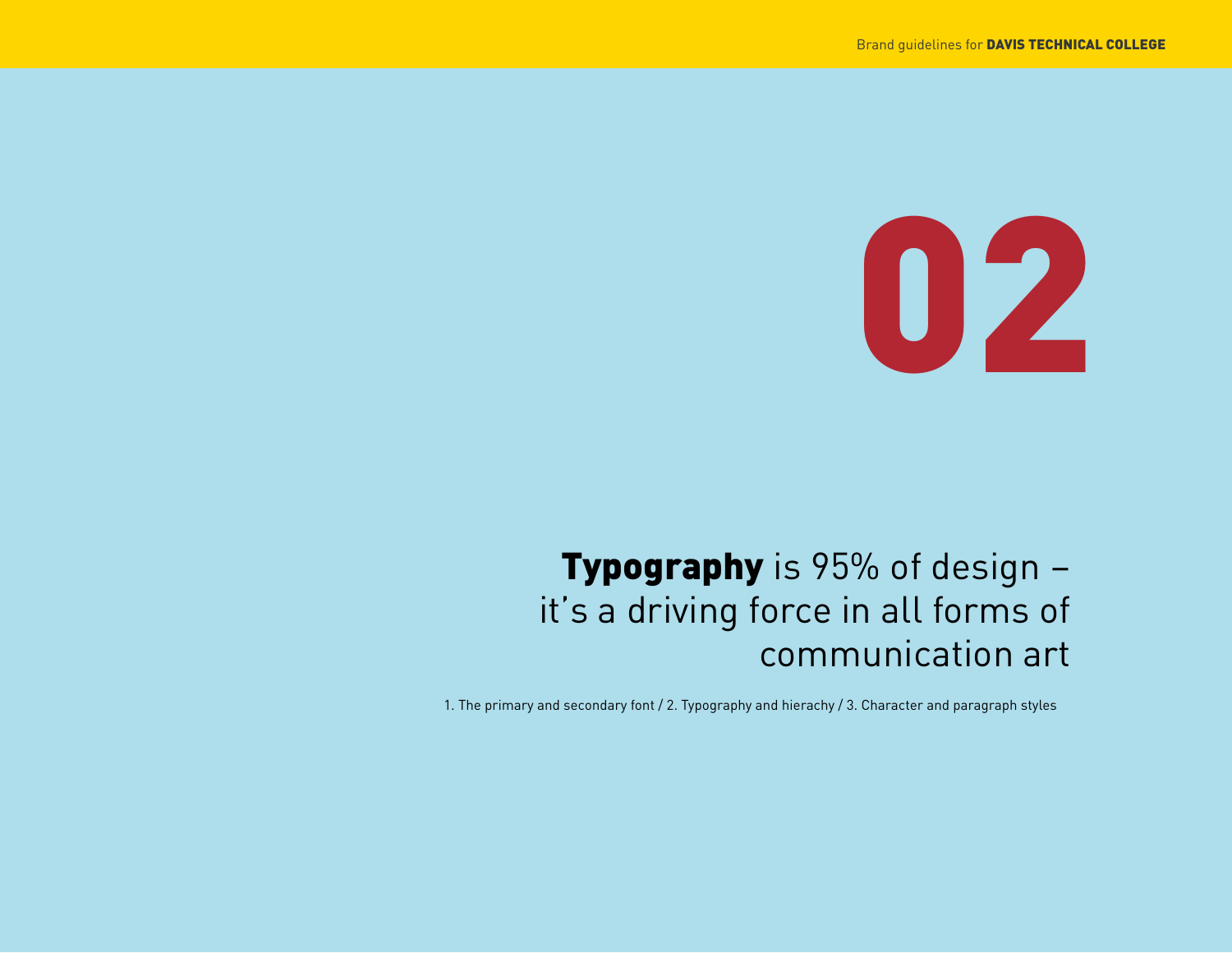# 02

**Typography** is 95% of design – it's a driving force in all forms of communication art

1. The primary and secondary font / 2. Typography and hierachy / 3. Character and paragraph styles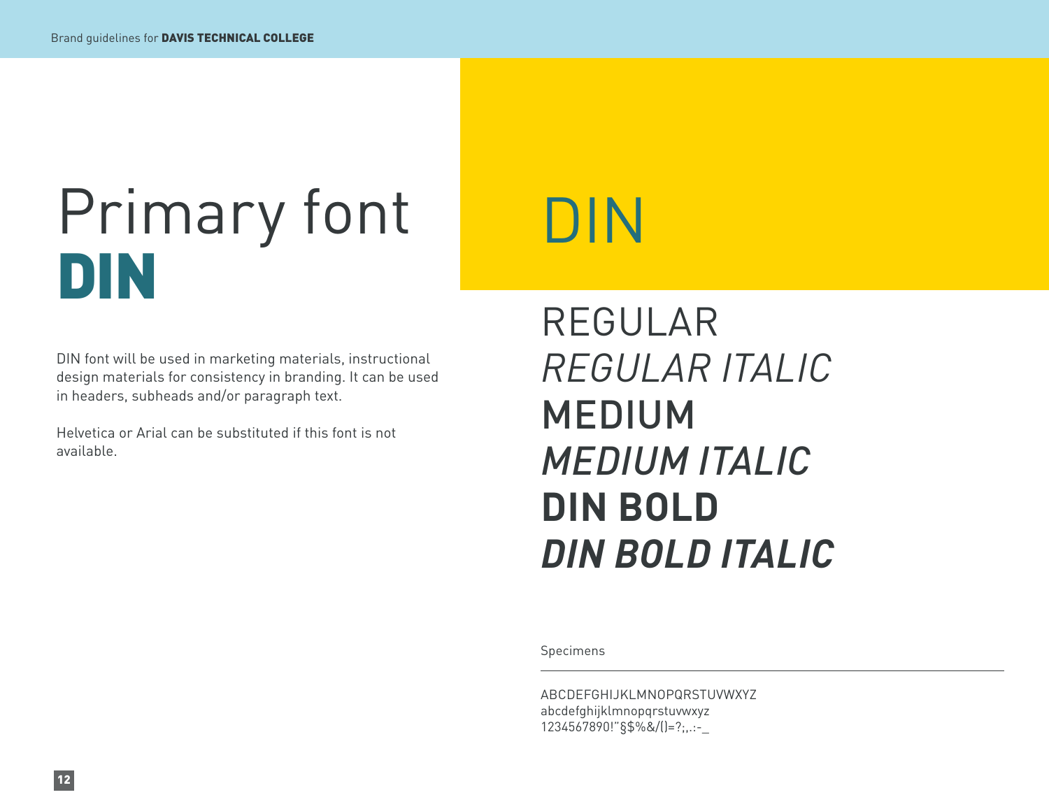# Primary font **DIN**

DIN font will be used in marketing materials, instructional design materials for consistency in branding. It can be used in headers, subheads and/or paragraph text.

Helvetica or Arial can be substituted if this font is not available.

## DIN

REGULAR

*REGULAR ITALIC*

**MEDIUM**

***MEDIUM ITALIC***

**DIN BOLD**

***DIN BOLD ITALIC***

Specimens

---

ABCDEFGHIJKLMNOPQRSTUVWXYZ
abcdefghijklmnopqrstuvwxyz
1234567890!"§$%&/()=?;,.:-_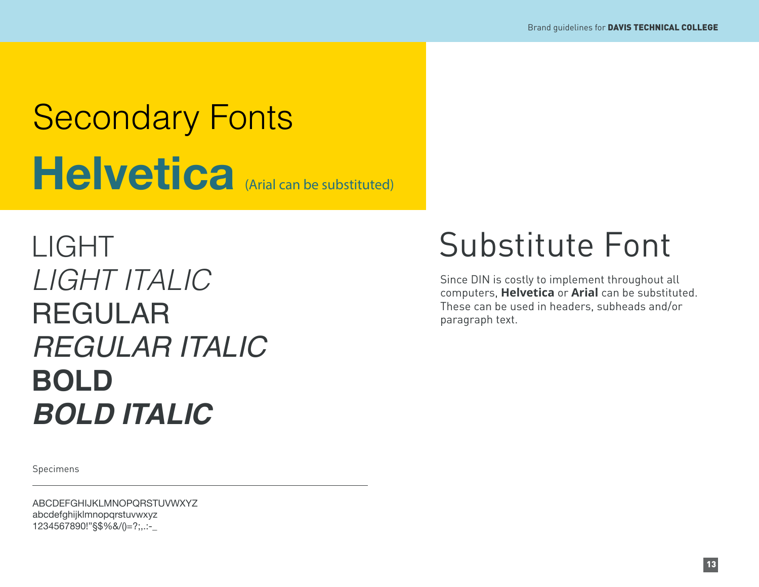# Secondary Fonts

## Helvetica (Arial can be substituted)

LIGHT

*LIGHT ITALIC*

REGULAR

*REGULAR ITALIC*

**BOLD**

***BOLD ITALIC***

Specimens

ABCDEFGHIJKLMNOPQRSTUVWXYZ
abcdefghijklmnopqrstuvwxyz
1234567890!"§$%&/()=?;,.:-_

# Substitute Font

Since DIN is costly to implement throughout all computers, **Helvetica** or **Arial** can be substituted. These can be used in headers, subheads and/or paragraph text.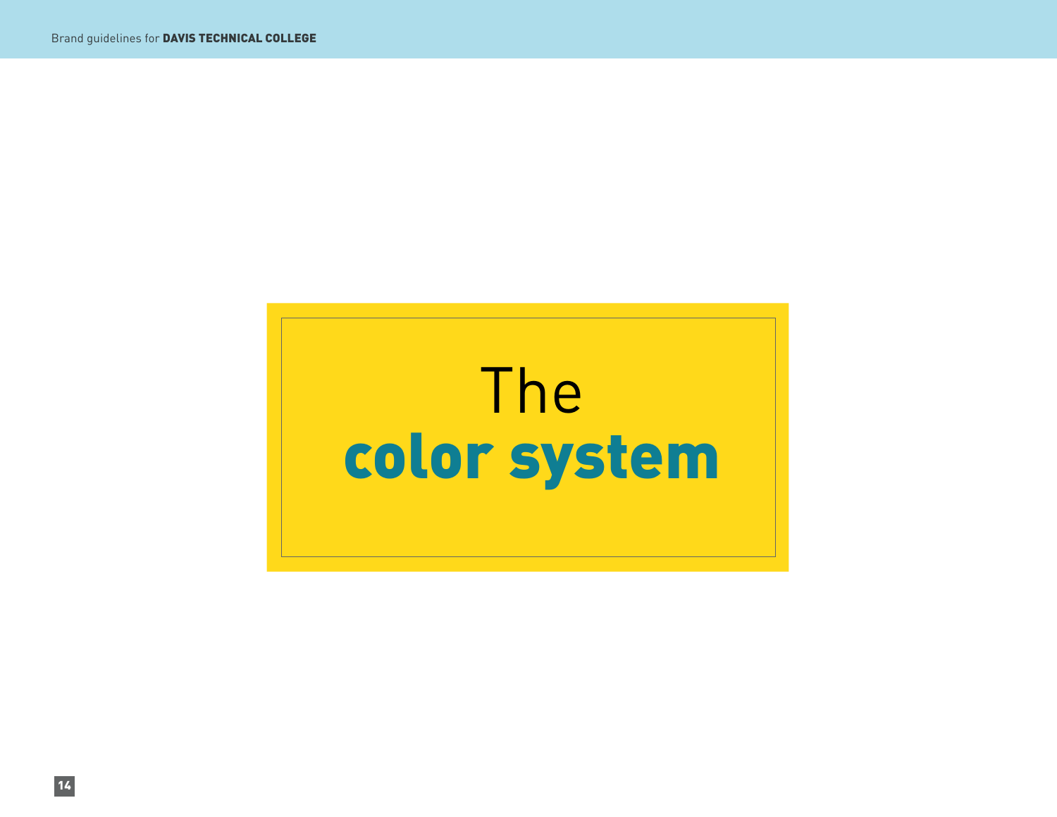# The **color system**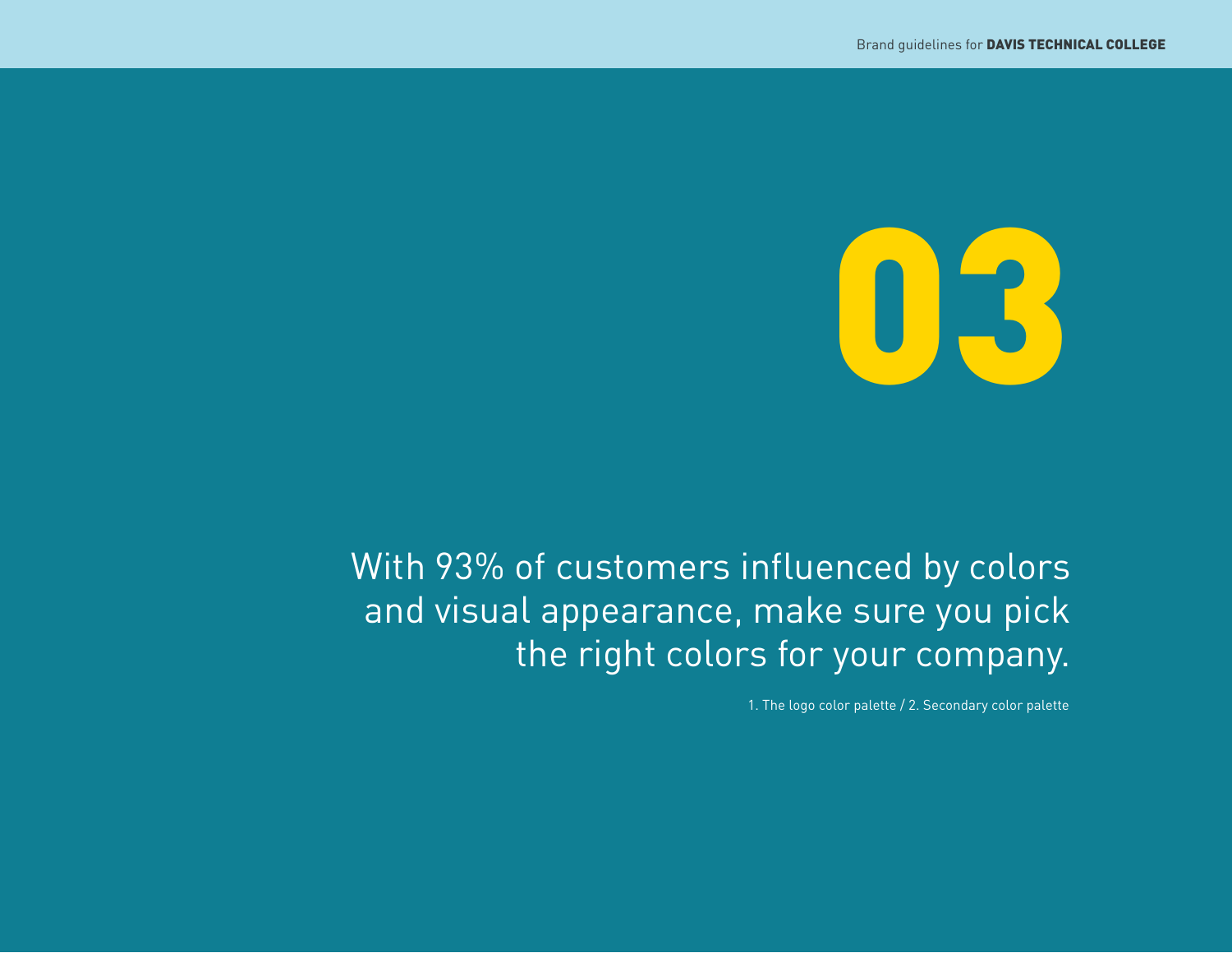# 03

With 93% of customers influenced by colors and visual appearance, make sure you pick the right colors for your company.

1. The logo color palette / 2. Secondary color palette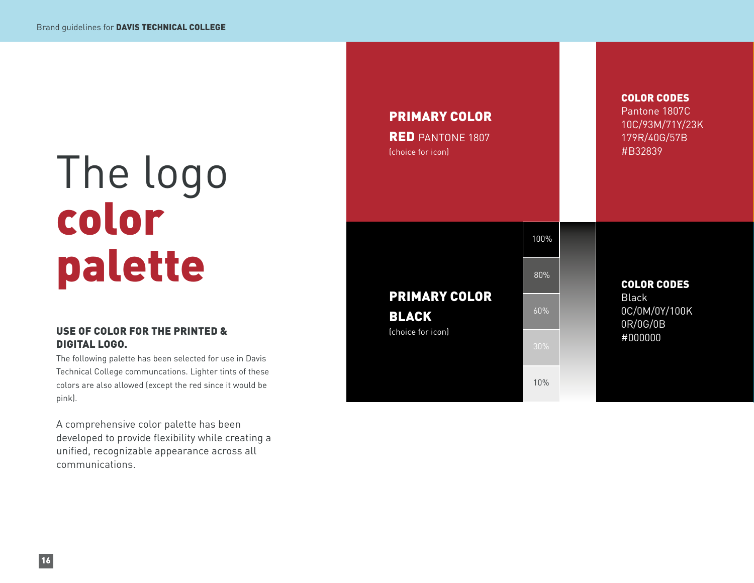# The logo **color palette**

### USE OF COLOR FOR THE PRINTED & DIGITAL LOGO.

The following palette has been selected for use in Davis Technical College communcations. Lighter tints of these colors are also allowed (except the red since it would be pink).

A comprehensive color palette has been developed to provide flexibility while creating a unified, recognizable appearance across all communications.

**PRIMARY COLOR**

**RED** PANTONE 1807

(choice for icon)

**COLOR CODES**

Pantone 1807C

10C/93M/71Y/23K

179R/40G/57B

#B32839

**PRIMARY COLOR**

**BLACK**

(choice for icon)

100%

80%

60%

30%

10%

**COLOR CODES**

Black

0C/0M/0Y/100K

0R/0G/0B

#000000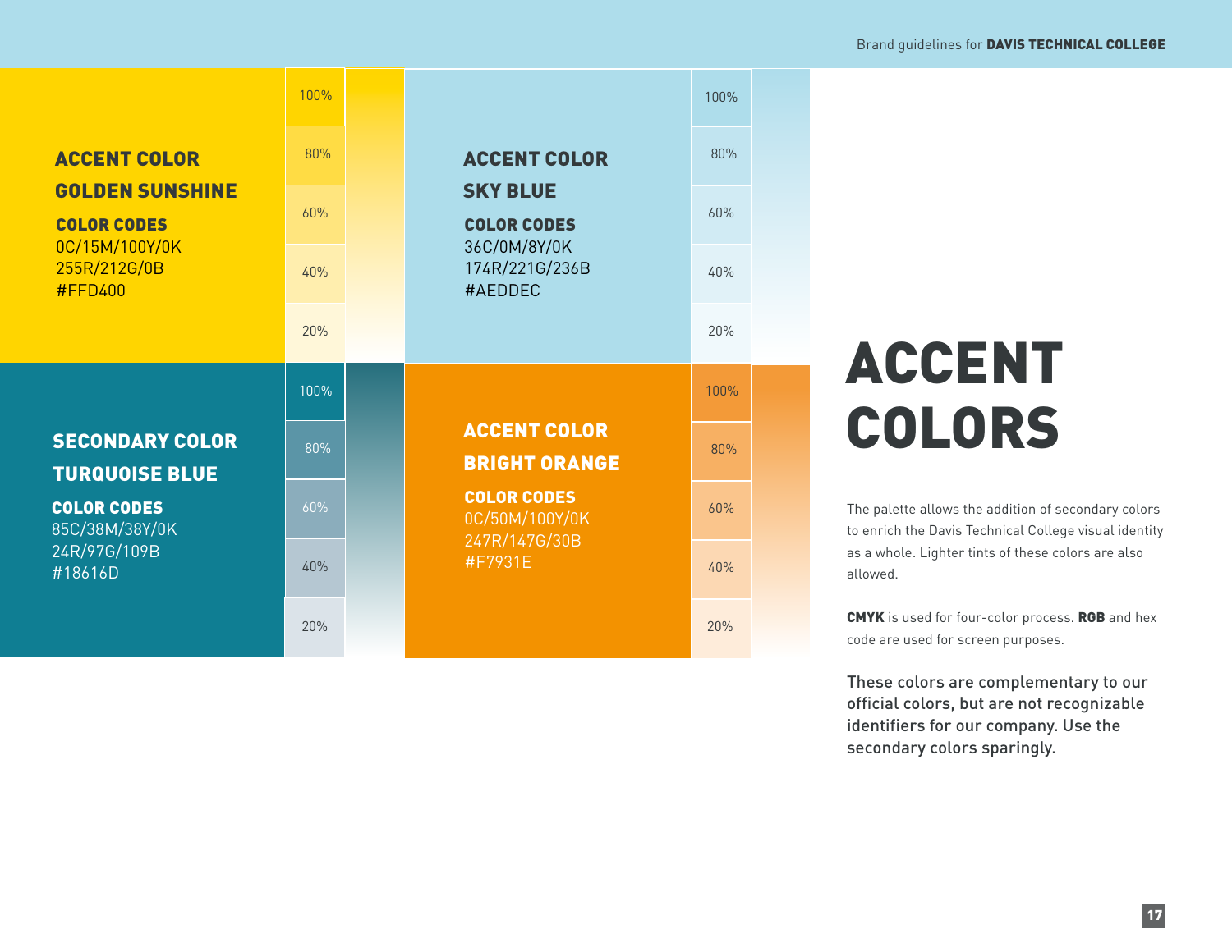# ACCENT COLORS

The palette allows the addition of secondary colors to enrich the Davis Technical College visual identity as a whole. Lighter tints of these colors are also allowed.

**CMYK** is used for four-color process. **RGB** and hex code are used for screen purposes.

These colors are complementary to our official colors, but are not recognizable identifiers for our company. Use the secondary colors sparingly.

## ACCENT COLOR GOLDEN SUNSHINE

**COLOR CODES**
0C/15M/100Y/0K
255R/212G/0B
#FFD400

100% | 80% | 60% | 40% | 20%

## ACCENT COLOR SKY BLUE

**COLOR CODES**
36C/0M/8Y/0K
174R/221G/236B
#AEDDEC

100% | 80% | 60% | 40% | 20%

## SECONDARY COLOR TURQUOISE BLUE

**COLOR CODES**
85C/38M/38Y/0K
24R/97G/109B
#18616D

100% | 80% | 60% | 40% | 20%

## ACCENT COLOR BRIGHT ORANGE

**COLOR CODES**
0C/50M/100Y/0K
247R/147G/30B
#F7931E

100% | 80% | 60% | 40% | 20%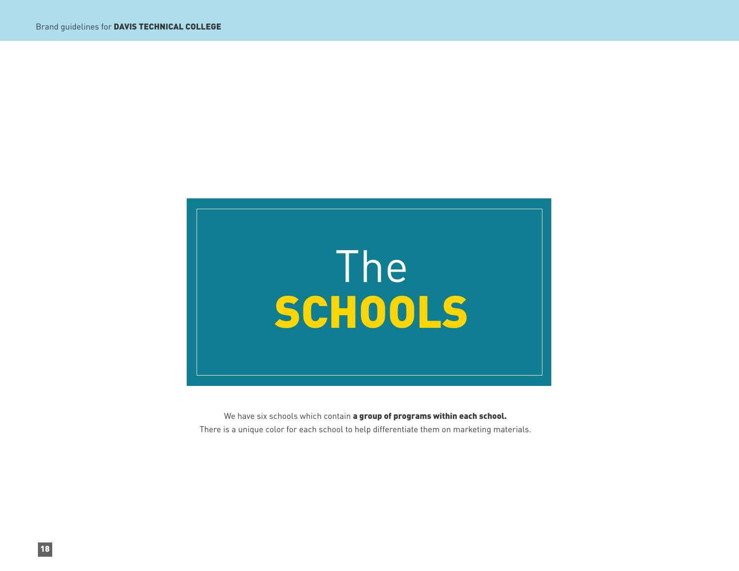# The SCHOOLS

We have six schools which contain **a group of programs within each school.**
There is a unique color for each school to help differentiate them on marketing materials.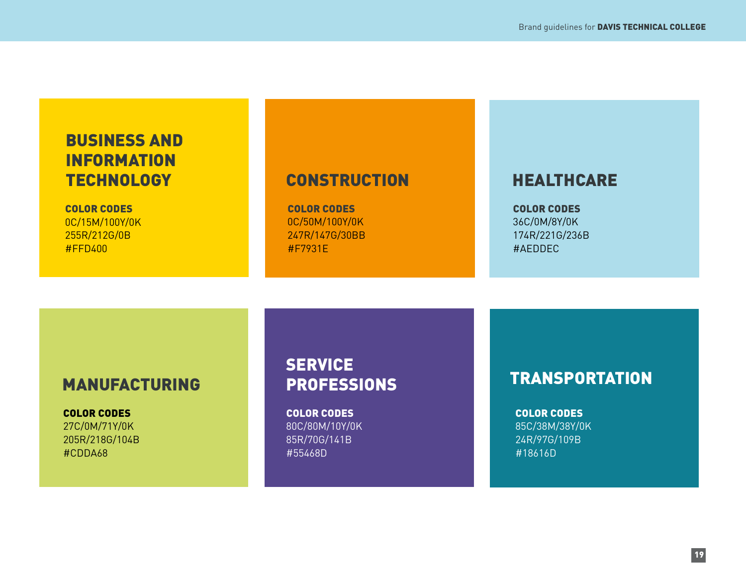## BUSINESS AND INFORMATION TECHNOLOGY

**COLOR CODES**
0C/15M/100Y/0K
255R/212G/0B
#FFD400

## CONSTRUCTION

**COLOR CODES**
0C/50M/100Y/0K
247R/147G/30BB
#F7931E

## HEALTHCARE

**COLOR CODES**
36C/0M/8Y/0K
174R/221G/236B
#AEDDEC

## MANUFACTURING

**COLOR CODES**
27C/0M/71Y/0K
205R/218G/104B
#CDDA68

## SERVICE PROFESSIONS

**COLOR CODES**
80C/80M/10Y/0K
85R/70G/141B
#55468D

## TRANSPORTATION

**COLOR CODES**
85C/38M/38Y/0K
24R/97G/109B
#18616D